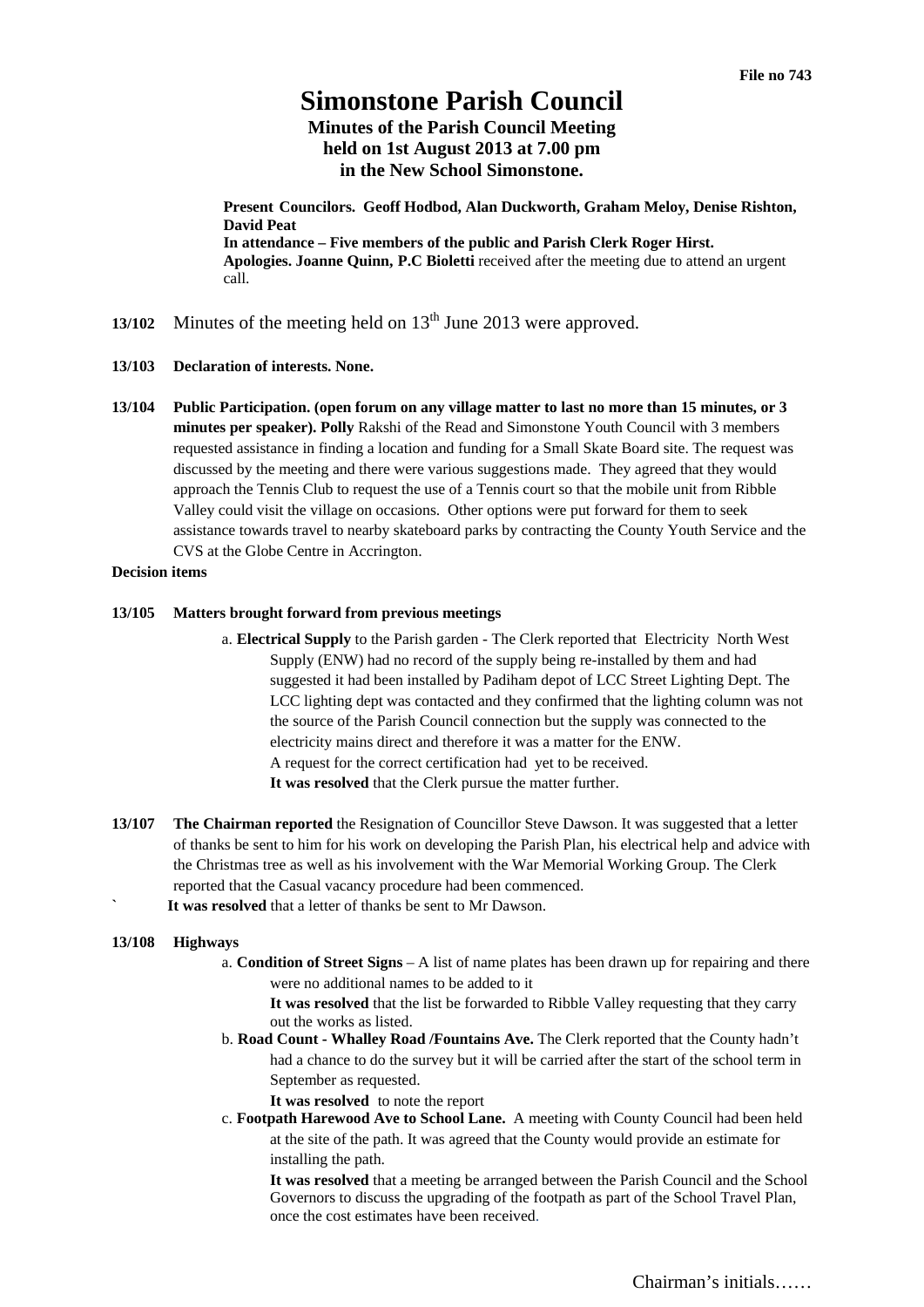File no 743

# Simonstone Parish Council

## Minutes of the Parish Council Meeting held on 1st August 2013 at 7.00 pm in the New School Simonstone.

**Present Councilors. Geoff Hodbod, Alan Duckworth, Graham Meloy, Denise Rishton, David Peat**
**In attendance – Five members of the public and Parish Clerk Roger Hirst.**
**Apologies. Joanne Quinn, P.C Bioletti** received after the meeting due to attend an urgent call.

**13/102** Minutes of the meeting held on 13th June 2013 were approved.

**13/103 Declaration of interests. None.**

**13/104 Public Participation. (open forum on any village matter to last no more than 15 minutes, or 3 minutes per speaker). Polly** Rakshi of the Read and Simonstone Youth Council with 3 members requested assistance in finding a location and funding for a Small Skate Board site. The request was discussed by the meeting and there were various suggestions made. They agreed that they would approach the Tennis Club to request the use of a Tennis court so that the mobile unit from Ribble Valley could visit the village on occasions. Other options were put forward for them to seek assistance towards travel to nearby skateboard parks by contracting the County Youth Service and the CVS at the Globe Centre in Accrington.

**Decision items**

**13/105 Matters brought forward from previous meetings**

a. **Electrical Supply** to the Parish garden - The Clerk reported that Electricity North West Supply (ENW) had no record of the supply being re-installed by them and had suggested it had been installed by Padiham depot of LCC Street Lighting Dept. The LCC lighting dept was contacted and they confirmed that the lighting column was not the source of the Parish Council connection but the supply was connected to the electricity mains direct and therefore it was a matter for the ENW.
A request for the correct certification had yet to be received.
**It was resolved** that the Clerk pursue the matter further.

**13/107 The Chairman reported** the Resignation of Councillor Steve Dawson. It was suggested that a letter of thanks be sent to him for his work on developing the Parish Plan, his electrical help and advice with the Christmas tree as well as his involvement with the War Memorial Working Group. The Clerk reported that the Casual vacancy procedure had been commenced.
` **It was resolved** that a letter of thanks be sent to Mr Dawson.

**13/108 Highways**

a. **Condition of Street Signs** – A list of name plates has been drawn up for repairing and there were no additional names to be added to it
**It was resolved** that the list be forwarded to Ribble Valley requesting that they carry out the works as listed.

b. **Road Count - Whalley Road /Fountains Ave.** The Clerk reported that the County hadn't had a chance to do the survey but it will be carried after the start of the school term in September as requested.
**It was resolved** to note the report

c. **Footpath Harewood Ave to School Lane.** A meeting with County Council had been held at the site of the path. It was agreed that the County would provide an estimate for installing the path.
**It was resolved** that a meeting be arranged between the Parish Council and the School Governors to discuss the upgrading of the footpath as part of the School Travel Plan, once the cost estimates have been received.

Chairman's initials……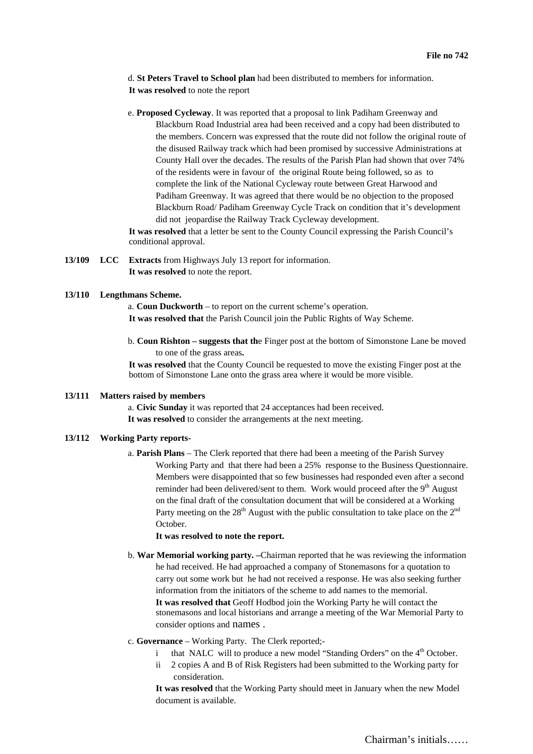**File no 742**

d. **St Peters Travel to School plan** had been distributed to members for information.
**It was resolved** to note the report

e. **Proposed Cycleway**. It was reported that a proposal to link Padiham Greenway and Blackburn Road Industrial area had been received and a copy had been distributed to the members. Concern was expressed that the route did not follow the original route of the disused Railway track which had been promised by successive Administrations at County Hall over the decades. The results of the Parish Plan had shown that over 74% of the residents were in favour of the original Route being followed, so as to complete the link of the National Cycleway route between Great Harwood and Padiham Greenway. It was agreed that there would be no objection to the proposed Blackburn Road/ Padiham Greenway Cycle Track on condition that it's development did not jeopardise the Railway Track Cycleway development.
**It was resolved** that a letter be sent to the County Council expressing the Parish Council's conditional approval.

**13/109 LCC Extracts** from Highways July 13 report for information.
**It was resolved** to note the report.

**13/110 Lengthmans Scheme.**

a. **Coun Duckworth** – to report on the current scheme's operation.
**It was resolved that** the Parish Council join the Public Rights of Way Scheme.

b. **Coun Rishton – suggests that th**e Finger post at the bottom of Simonstone Lane be moved to one of the grass areas**.**
**It was resolved** that the County Council be requested to move the existing Finger post at the bottom of Simonstone Lane onto the grass area where it would be more visible.

**13/111 Matters raised by members**

a. **Civic Sunday** it was reported that 24 acceptances had been received.
**It was resolved** to consider the arrangements at the next meeting.

**13/112 Working Party reports-**

a. **Parish Plans** – The Clerk reported that there had been a meeting of the Parish Survey Working Party and that there had been a 25% response to the Business Questionnaire. Members were disappointed that so few businesses had responded even after a second reminder had been delivered/sent to them. Work would proceed after the 9th August on the final draft of the consultation document that will be considered at a Working Party meeting on the 28th August with the public consultation to take place on the 2nd October.
**It was resolved to note the report.**

b. **War Memorial working party. –**Chairman reported that he was reviewing the information he had received. He had approached a company of Stonemasons for a quotation to carry out some work but he had not received a response. He was also seeking further information from the initiators of the scheme to add names to the memorial.
**It was resolved that** Geoff Hodbod join the Working Party he will contact the stonemasons and local historians and arrange a meeting of the War Memorial Party to consider options and names .

c. **Governance** – Working Party. The Clerk reported;-

i that NALC will to produce a new model "Standing Orders" on the 4th October.
ii 2 copies A and B of Risk Registers had been submitted to the Working party for consideration.

**It was resolved** that the Working Party should meet in January when the new Model document is available.

Chairman's initials……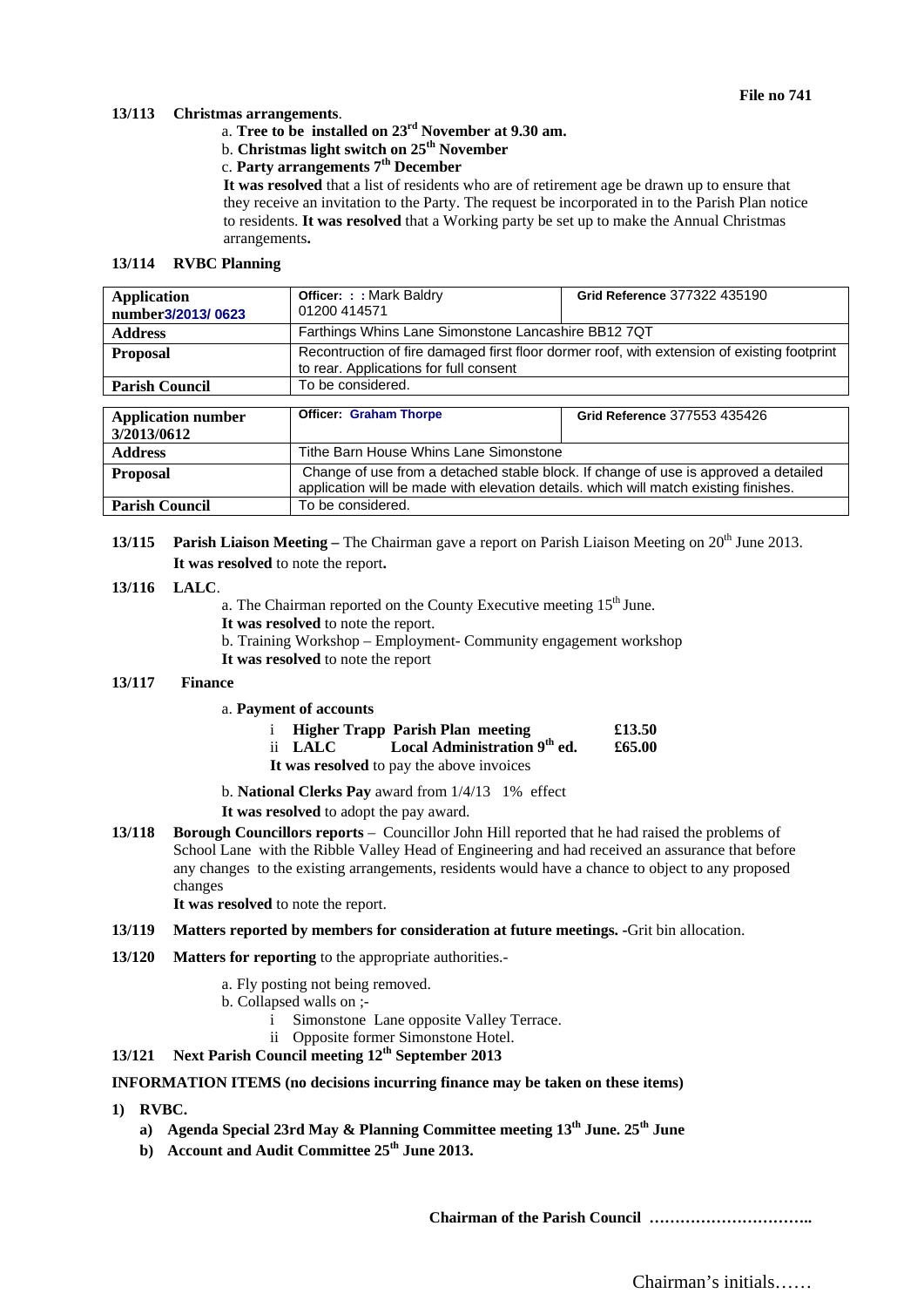**File no 741**

**13/113 Christmas arrangements**.

a. **Tree to be installed on 23rd November at 9.30 am.**

b. **Christmas light switch on 25th November**

c. **Party arrangements 7th December**

**It was resolved** that a list of residents who are of retirement age be drawn up to ensure that they receive an invitation to the Party. The request be incorporated in to the Parish Plan notice to residents. **It was resolved** that a Working party be set up to make the Annual Christmas arrangements**.**

**13/114 RVBC Planning**

| | | |
|---|---|---|
| **Application number3/2013/ 0623** | **Officer: : :** Mark Baldry 01200 414571 | **Grid Reference** 377322 435190 |
| **Address** | Farthings Whins Lane Simonstone Lancashire BB12 7QT | |
| **Proposal** | Recontruction of fire damaged first floor dormer roof, with extension of existing footprint to rear. Applications for full consent | |
| **Parish Council** | To be considered. | |

| | | |
|---|---|---|
| **Application number 3/2013/0612** | **Officer: Graham Thorpe** | **Grid Reference** 377553 435426 |
| **Address** | Tithe Barn House Whins Lane Simonstone | |
| **Proposal** | Change of use from a detached stable block. If change of use is approved a detailed application will be made with elevation details. which will match existing finishes. | |
| **Parish Council** | To be considered. | |

**13/115 Parish Liaison Meeting –** The Chairman gave a report on Parish Liaison Meeting on 20th June 2013. **It was resolved** to note the report**.**

**13/116 LALC**.

a. The Chairman reported on the County Executive meeting 15th June.
**It was resolved** to note the report.

b. Training Workshop – Employment- Community engagement workshop
**It was resolved** to note the report

**13/117 Finance**

a. **Payment of accounts**

| | | | |
|---|---|---|---|
| i | **Higher Trapp** | **Parish Plan meeting** | **£13.50** |
| ii | **LALC** | **Local Administration 9th ed.** | **£65.00** |

**It was resolved** to pay the above invoices

b. **National Clerks Pay** award from 1/4/13 1% effect

**It was resolved** to adopt the pay award.

**13/118 Borough Councillors reports** – Councillor John Hill reported that he had raised the problems of School Lane with the Ribble Valley Head of Engineering and had received an assurance that before any changes to the existing arrangements, residents would have a chance to object to any proposed changes

**It was resolved** to note the report.

**13/119 Matters reported by members for consideration at future meetings. -**Grit bin allocation.

**13/120 Matters for reporting** to the appropriate authorities.-

a. Fly posting not being removed.

b. Collapsed walls on ;-

i Simonstone Lane opposite Valley Terrace.

ii Opposite former Simonstone Hotel.

**13/121 Next Parish Council meeting 12th September 2013**

**INFORMATION ITEMS (no decisions incurring finance may be taken on these items)**

**1) RVBC.**

**a) Agenda Special 23rd May & Planning Committee meeting 13th June. 25th June**

**b) Account and Audit Committee 25th June 2013.**

**Chairman of the Parish Council …………………………..**

Chairman's initials……